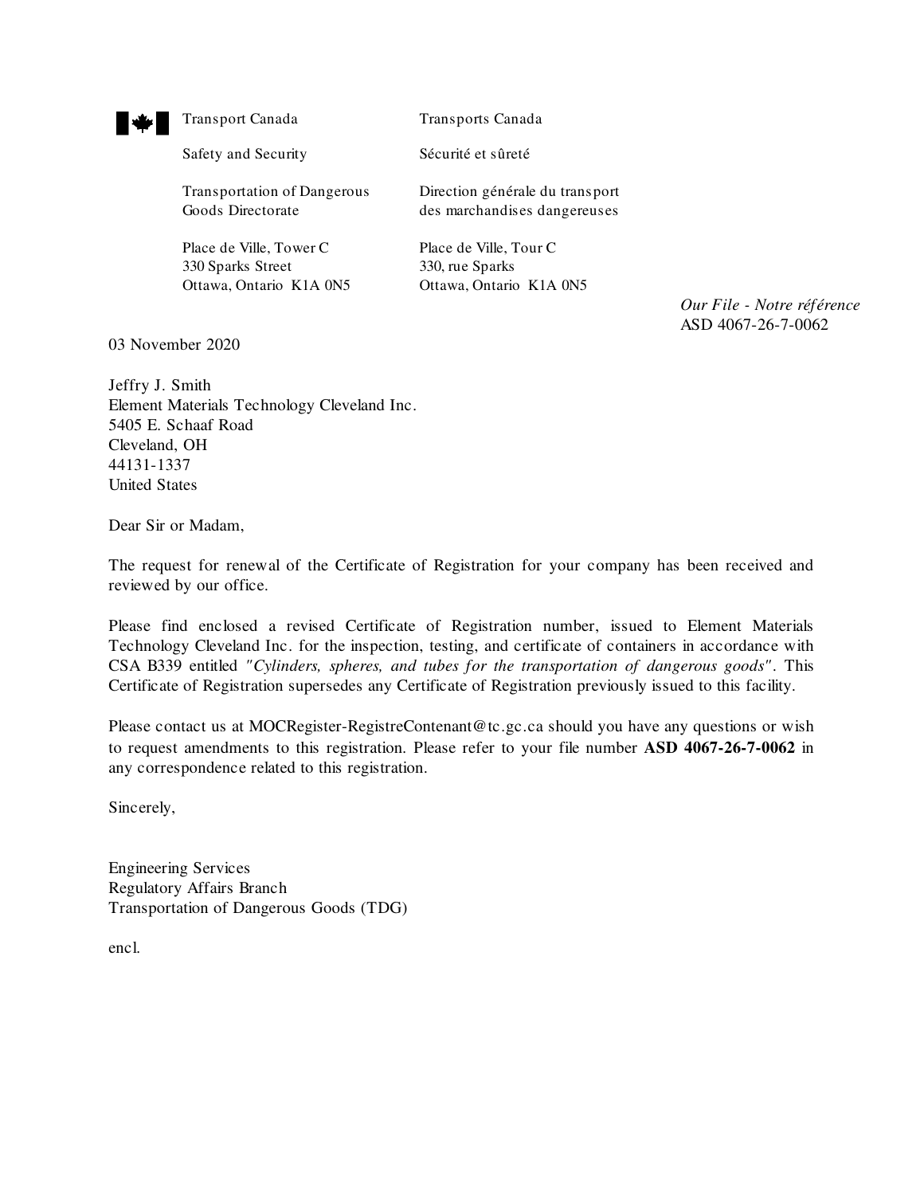Transport Canada | Transports Canada

Safety and Security | Sécurité et sûreté

Transportation of Dangerous Goods Directorate | Direction générale du transport des marchandises dangereuses

Place de Ville, Tower C
330 Sparks Street
Ottawa, Ontario K1A 0N5

Place de Ville, Tour C
330, rue Sparks
Ottawa, Ontario K1A 0N5

*Our File - Notre référence*
ASD 4067-26-7-0062

03 November 2020

Jeffry J. Smith
Element Materials Technology Cleveland Inc.
5405 E. Schaaf Road
Cleveland, OH
44131-1337
United States

Dear Sir or Madam,

The request for renewal of the Certificate of Registration for your company has been received and reviewed by our office.

Please find enclosed a revised Certificate of Registration number, issued to Element Materials Technology Cleveland Inc. for the inspection, testing, and certificate of containers in accordance with CSA B339 entitled *"Cylinders, spheres, and tubes for the transportation of dangerous goods"*. This Certificate of Registration supersedes any Certificate of Registration previously issued to this facility.

Please contact us at MOCRegister-RegistreContenant@tc.gc.ca should you have any questions or wish to request amendments to this registration. Please refer to your file number **ASD 4067-26-7-0062** in any correspondence related to this registration.

Sincerely,

Engineering Services
Regulatory Affairs Branch
Transportation of Dangerous Goods (TDG)

encl.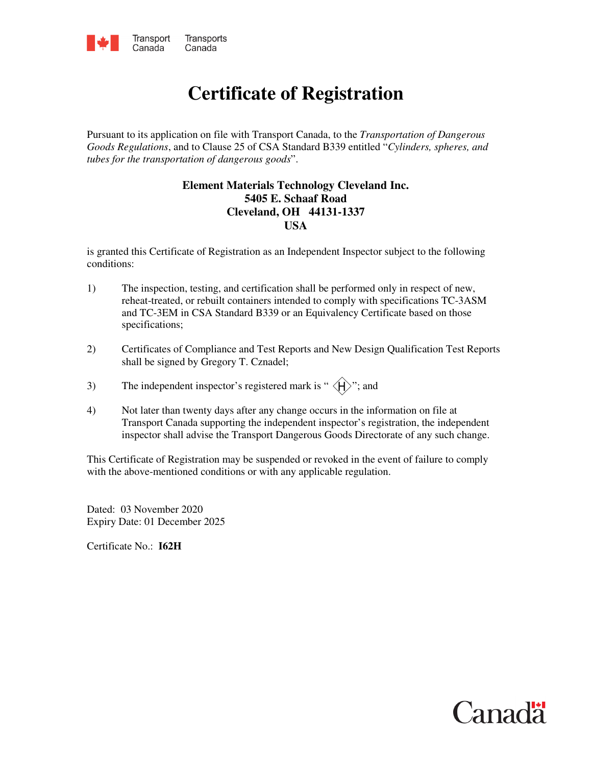Transport Canada    Transports Canada

# Certificate of Registration

Pursuant to its application on file with Transport Canada, to the *Transportation of Dangerous Goods Regulations*, and to Clause 25 of CSA Standard B339 entitled "*Cylinders, spheres, and tubes for the transportation of dangerous goods*".

**Element Materials Technology Cleveland Inc.**
**5405 E. Schaaf Road**
**Cleveland, OH 44131-1337**
**USA**

is granted this Certificate of Registration as an Independent Inspector subject to the following conditions:

1) The inspection, testing, and certification shall be performed only in respect of new, reheat-treated, or rebuilt containers intended to comply with specifications TC-3ASM and TC-3EM in CSA Standard B339 or an Equivalency Certificate based on those specifications;

2) Certificates of Compliance and Test Reports and New Design Qualification Test Reports shall be signed by Gregory T. Cznadel;

3) The independent inspector's registered mark is " ⟨H⟩"; and

4) Not later than twenty days after any change occurs in the information on file at Transport Canada supporting the independent inspector's registration, the independent inspector shall advise the Transport Dangerous Goods Directorate of any such change.

This Certificate of Registration may be suspended or revoked in the event of failure to comply with the above-mentioned conditions or with any applicable regulation.

Dated: 03 November 2020
Expiry Date: 01 December 2025

Certificate No.: **I62H**

Canada